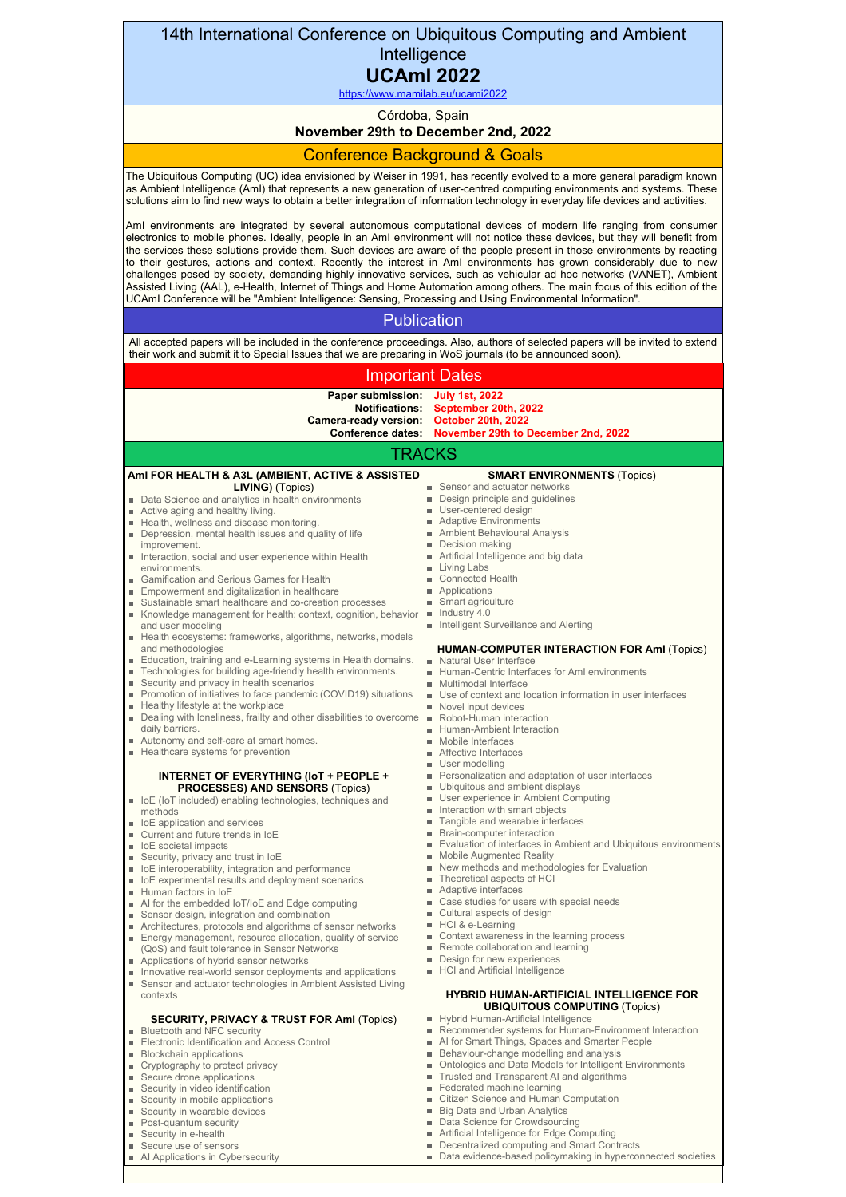# 14th International Conference on Ubiquitous Computing and Ambient Intelligence

# UCAmI 2022

https://www.mamilab.eu/ucami2022

Córdoba, Spain

**November 29th to December 2nd, 2022**

## Conference Background & Goals

The Ubiquitous Computing (UC) idea envisioned by Weiser in 1991, has recently evolved to a more general paradigm known as Ambient Intelligence (AmI) that represents a new generation of user-centred computing environments and systems. These solutions aim to find new ways to obtain a better integration of information technology in everyday life devices and activities.

AmI environments are integrated by several autonomous computational devices of modern life ranging from consumer electronics to mobile phones. Ideally, people in an AmI environment will not notice these devices, but they will benefit from the services these solutions provide them. Such devices are aware of the people present in those environments by reacting to their gestures, actions and context. Recently the interest in AmI environments has grown considerably due to new challenges posed by society, demanding highly innovative services, such as vehicular ad hoc networks (VANET), Ambient Assisted Living (AAL), e-Health, Internet of Things and Home Automation among others. The main focus of this edition of the UCAmI Conference will be "Ambient Intelligence: Sensing, Processing and Using Environmental Information".

## Publication

All accepted papers will be included in the conference proceedings. Also, authors of selected papers will be invited to extend their work and submit it to Special Issues that we are preparing in WoS journals (to be announced soon).

## Important Dates

**Paper submission:** **July 1st, 2022**
**Notifications:** **September 20th, 2022**
**Camera-ready version:** **October 20th, 2022**
**Conference dates:** **November 29th to December 2nd, 2022**

## TRACKS

### AmI FOR HEALTH & A3L (AMBIENT, ACTIVE & ASSISTED LIVING) (Topics)

- Data Science and analytics in health environments
- Active aging and healthy living.
- Health, wellness and disease monitoring.
- Depression, mental health issues and quality of life improvement.
- Interaction, social and user experience within Health environments.
- Gamification and Serious Games for Health
- Empowerment and digitalization in healthcare
- Sustainable smart healthcare and co-creation processes
- Knowledge management for health: context, cognition, behavior and user modeling
- Health ecosystems: frameworks, algorithms, networks, models and methodologies
- Education, training and e-Learning systems in Health domains.
- Technologies for building age-friendly health environments.
- Security and privacy in health scenarios
- Promotion of initiatives to face pandemic (COVID19) situations
- Healthy lifestyle at the workplace
- Dealing with loneliness, frailty and other disabilities to overcome daily barriers.
- Autonomy and self-care at smart homes.
- Healthcare systems for prevention

### INTERNET OF EVERYTHING (IoT + PEOPLE + PROCESSES) AND SENSORS (Topics)

- IoE (IoT included) enabling technologies, techniques and methods
- IoE application and services
- Current and future trends in IoE
- IoE societal impacts
- Security, privacy and trust in IoE
- IoE interoperability, integration and performance
- IoE experimental results and deployment scenarios
- Human factors in IoE
- AI for the embedded IoT/IoE and Edge computing
- Sensor design, integration and combination
- Architectures, protocols and algorithms of sensor networks
- Energy management, resource allocation, quality of service (QoS) and fault tolerance in Sensor Networks
- Applications of hybrid sensor networks
- Innovative real-world sensor deployments and applications
- Sensor and actuator technologies in Ambient Assisted Living contexts

### SECURITY, PRIVACY & TRUST FOR AmI (Topics)

- Bluetooth and NFC security
- Electronic Identification and Access Control
- Blockchain applications
- Cryptography to protect privacy
- Secure drone applications
- Security in video identification
- Security in mobile applications
- Security in wearable devices
- Post-quantum security
- Security in e-health
- Secure use of sensors
- AI Applications in Cybersecurity

### SMART ENVIRONMENTS (Topics)

- Sensor and actuator networks
- Design principle and guidelines
- User-centered design
- Adaptive Environments
- Ambient Behavioural Analysis
- Decision making
- Artificial Intelligence and big data
- Living Labs
- Connected Health
- Applications
- Smart agriculture
- Industry 4.0
- Intelligent Surveillance and Alerting

### HUMAN-COMPUTER INTERACTION FOR AmI (Topics)

- Natural User Interface
- Human-Centric Interfaces for AmI environments
- Multimodal Interface
- Use of context and location information in user interfaces
- Novel input devices
- Robot-Human interaction
- Human-Ambient Interaction
- Mobile Interfaces
- Affective Interfaces
- User modelling
- Personalization and adaptation of user interfaces
- Ubiquitous and ambient displays
- User experience in Ambient Computing
- Interaction with smart objects
- Tangible and wearable interfaces
- Brain-computer interaction
- Evaluation of interfaces in Ambient and Ubiquitous environments
- Mobile Augmented Reality
- New methods and methodologies for Evaluation
- Theoretical aspects of HCI
- Adaptive interfaces
- Case studies for users with special needs
- Cultural aspects of design
- HCI & e-Learning
- Context awareness in the learning process
- Remote collaboration and learning
- Design for new experiences
- HCI and Artificial Intelligence

### HYBRID HUMAN-ARTIFICIAL INTELLIGENCE FOR UBIQUITOUS COMPUTING (Topics)

- Hybrid Human-Artificial Intelligence
- Recommender systems for Human-Environment Interaction
- AI for Smart Things, Spaces and Smarter People
- Behaviour-change modelling and analysis
- Ontologies and Data Models for Intelligent Environments
- Trusted and Transparent AI and algorithms
- Federated machine learning
- Citizen Science and Human Computation
- Big Data and Urban Analytics
- Data Science for Crowdsourcing
- Artificial Intelligence for Edge Computing
- Decentralized computing and Smart Contracts
- Data evidence-based policymaking in hyperconnected societies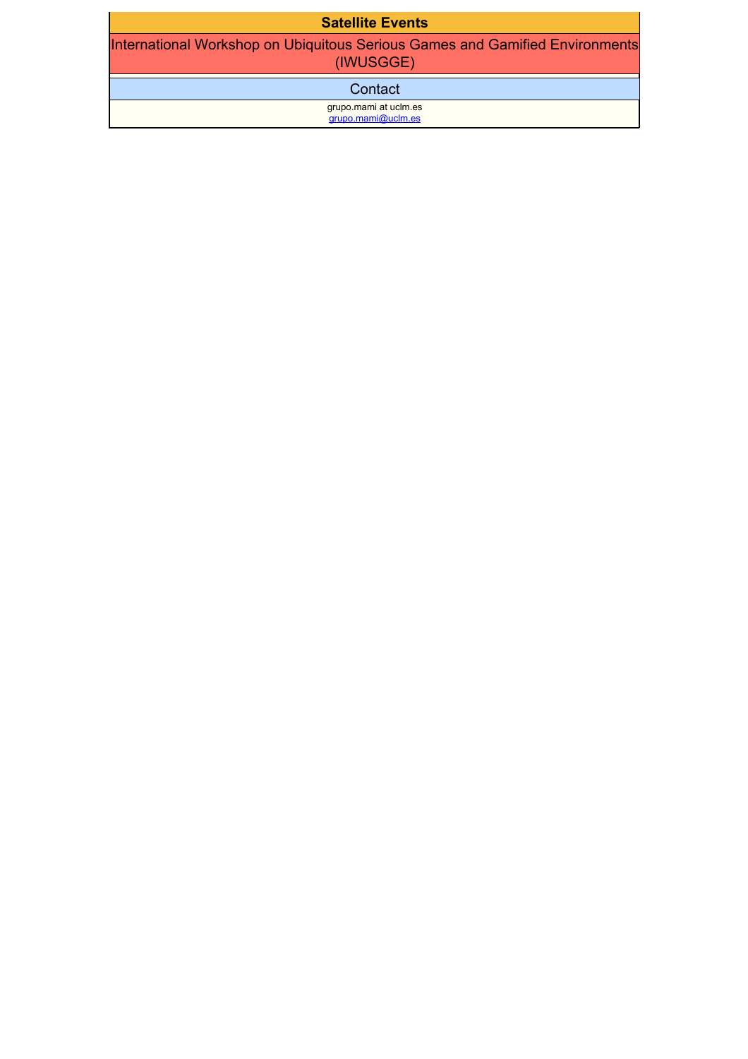## Satellite Events

International Workshop on Ubiquitous Serious Games and Gamified Environments (IWUSGGE)

## Contact

grupo.mami at uclm.es
grupo.mami@uclm.es